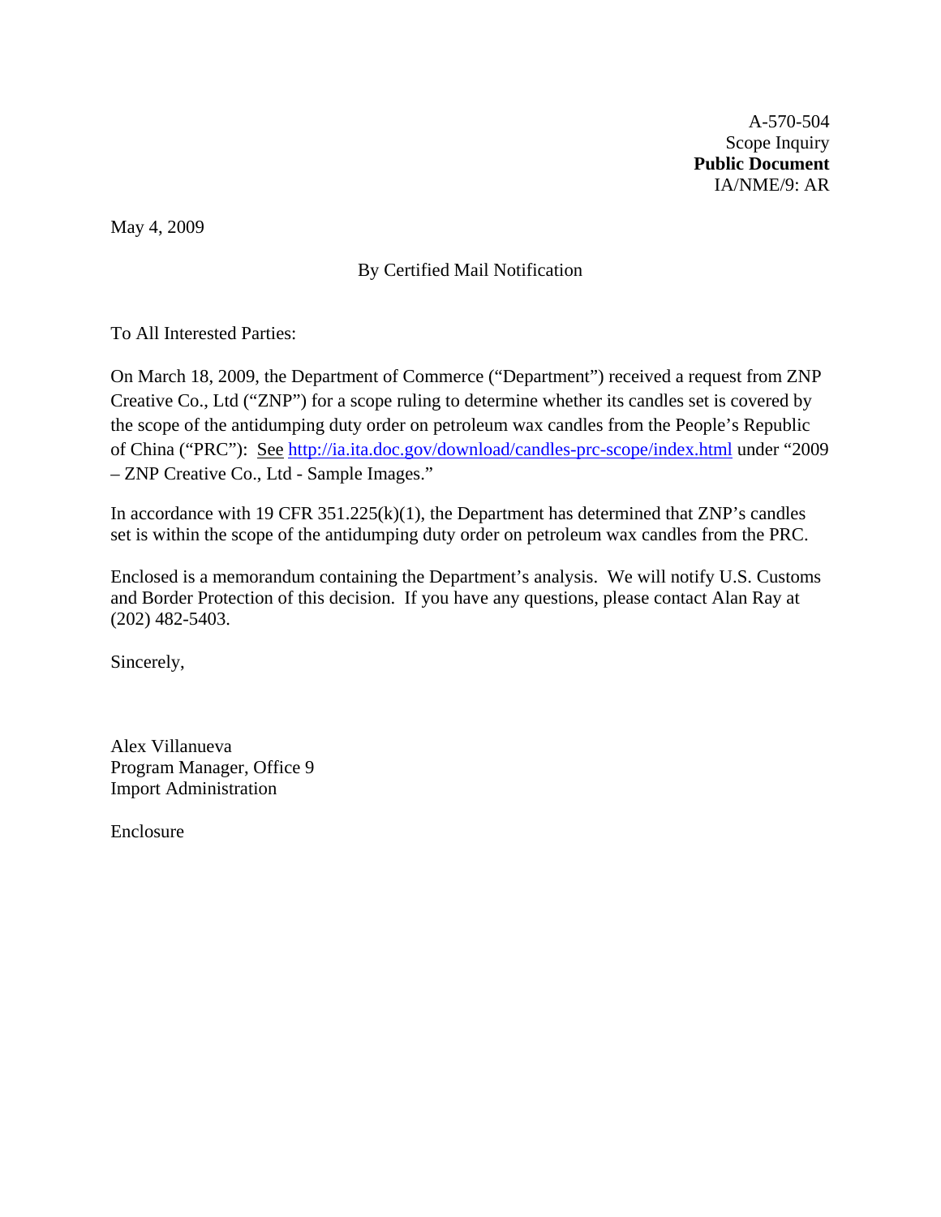A-570-504
Scope Inquiry
**Public Document**
IA/NME/9: AR

May 4, 2009

By Certified Mail Notification

To All Interested Parties:

On March 18, 2009, the Department of Commerce ("Department") received a request from ZNP Creative Co., Ltd ("ZNP") for a scope ruling to determine whether its candles set is covered by the scope of the antidumping duty order on petroleum wax candles from the People's Republic of China ("PRC"): See http://ia.ita.doc.gov/download/candles-prc-scope/index.html under "2009 – ZNP Creative Co., Ltd - Sample Images."

In accordance with 19 CFR 351.225(k)(1), the Department has determined that ZNP's candles set is within the scope of the antidumping duty order on petroleum wax candles from the PRC.

Enclosed is a memorandum containing the Department's analysis. We will notify U.S. Customs and Border Protection of this decision. If you have any questions, please contact Alan Ray at (202) 482-5403.

Sincerely,

Alex Villanueva
Program Manager, Office 9
Import Administration

Enclosure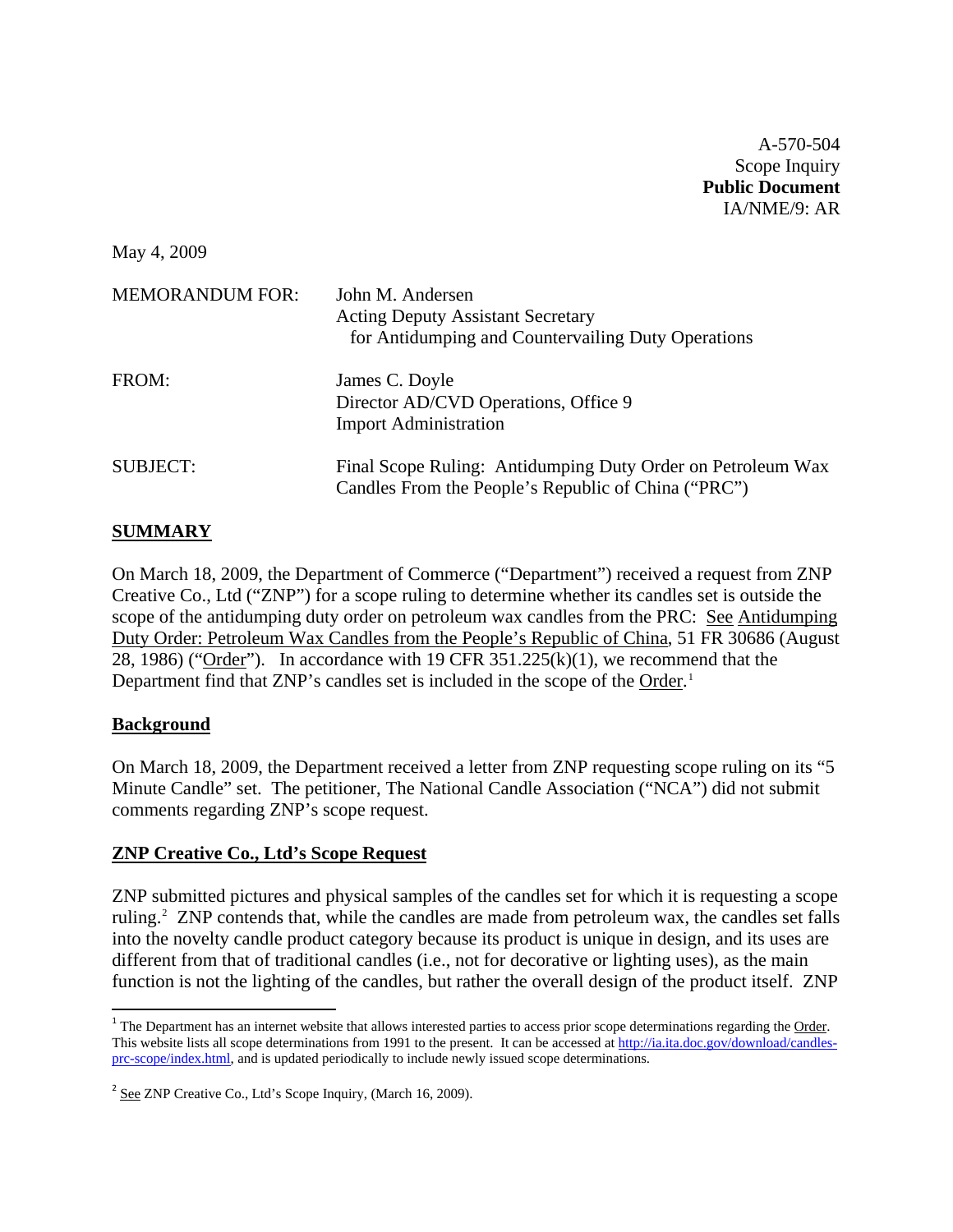A-570-504
Scope Inquiry
**Public Document**
IA/NME/9: AR

May 4, 2009

MEMORANDUM FOR: John M. Andersen
Acting Deputy Assistant Secretary
for Antidumping and Countervailing Duty Operations

FROM: James C. Doyle
Director AD/CVD Operations, Office 9
Import Administration

SUBJECT: Final Scope Ruling: Antidumping Duty Order on Petroleum Wax Candles From the People's Republic of China ("PRC")

## SUMMARY

On March 18, 2009, the Department of Commerce ("Department") received a request from ZNP Creative Co., Ltd ("ZNP") for a scope ruling to determine whether its candles set is outside the scope of the antidumping duty order on petroleum wax candles from the PRC: See Antidumping Duty Order: Petroleum Wax Candles from the People's Republic of China, 51 FR 30686 (August 28, 1986) ("Order"). In accordance with 19 CFR 351.225(k)(1), we recommend that the Department find that ZNP's candles set is included in the scope of the Order.[1]

## Background

On March 18, 2009, the Department received a letter from ZNP requesting scope ruling on its "5 Minute Candle" set. The petitioner, The National Candle Association ("NCA") did not submit comments regarding ZNP's scope request.

## ZNP Creative Co., Ltd's Scope Request

ZNP submitted pictures and physical samples of the candles set for which it is requesting a scope ruling.[2] ZNP contends that, while the candles are made from petroleum wax, the candles set falls into the novelty candle product category because its product is unique in design, and its uses are different from that of traditional candles (i.e., not for decorative or lighting uses), as the main function is not the lighting of the candles, but rather the overall design of the product itself. ZNP

[1] The Department has an internet website that allows interested parties to access prior scope determinations regarding the Order. This website lists all scope determinations from 1991 to the present. It can be accessed at http://ia.ita.doc.gov/download/candles-prc-scope/index.html, and is updated periodically to include newly issued scope determinations.

[2] See ZNP Creative Co., Ltd's Scope Inquiry, (March 16, 2009).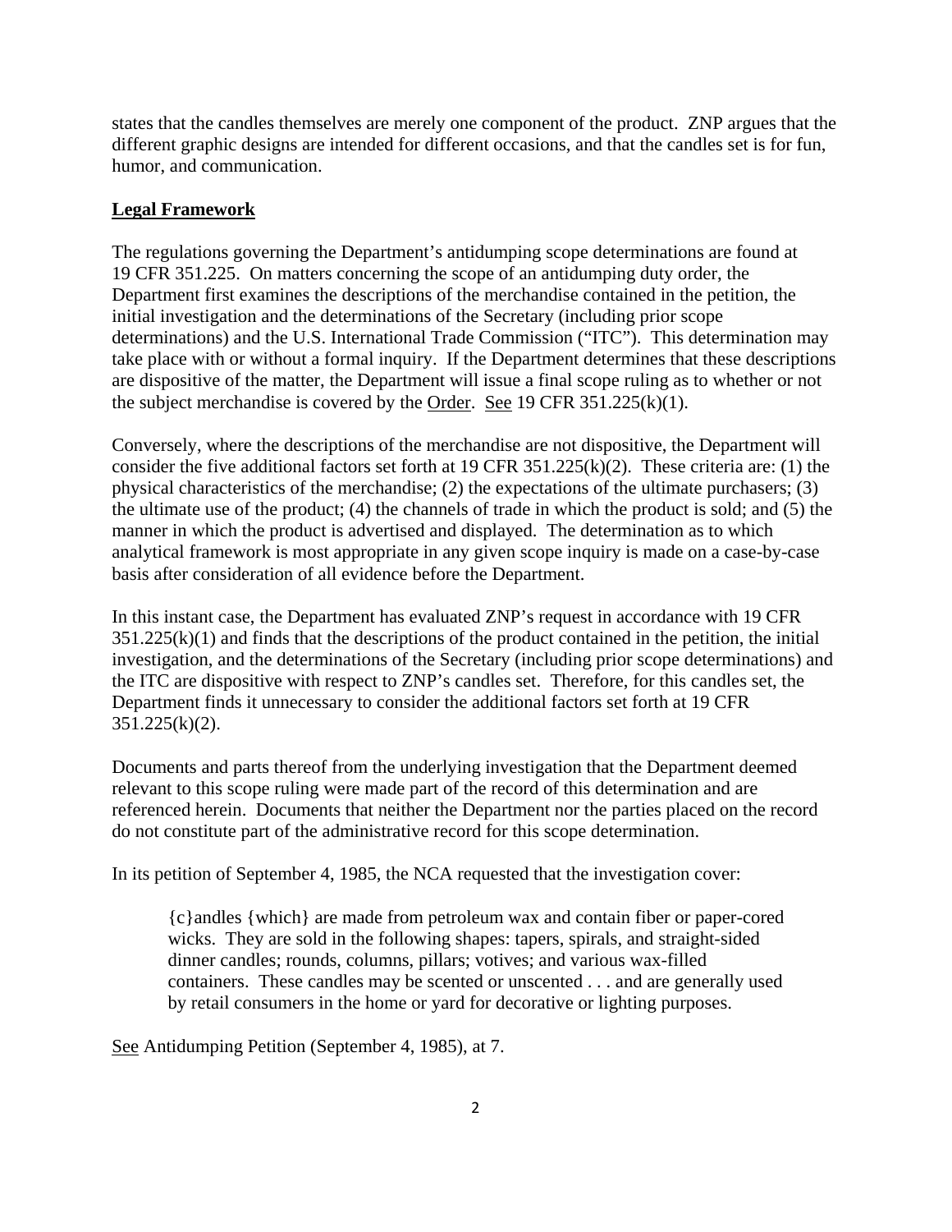states that the candles themselves are merely one component of the product. ZNP argues that the different graphic designs are intended for different occasions, and that the candles set is for fun, humor, and communication.

## Legal Framework

The regulations governing the Department's antidumping scope determinations are found at 19 CFR 351.225. On matters concerning the scope of an antidumping duty order, the Department first examines the descriptions of the merchandise contained in the petition, the initial investigation and the determinations of the Secretary (including prior scope determinations) and the U.S. International Trade Commission ("ITC"). This determination may take place with or without a formal inquiry. If the Department determines that these descriptions are dispositive of the matter, the Department will issue a final scope ruling as to whether or not the subject merchandise is covered by the Order. See 19 CFR 351.225(k)(1).

Conversely, where the descriptions of the merchandise are not dispositive, the Department will consider the five additional factors set forth at 19 CFR 351.225(k)(2). These criteria are: (1) the physical characteristics of the merchandise; (2) the expectations of the ultimate purchasers; (3) the ultimate use of the product; (4) the channels of trade in which the product is sold; and (5) the manner in which the product is advertised and displayed. The determination as to which analytical framework is most appropriate in any given scope inquiry is made on a case-by-case basis after consideration of all evidence before the Department.

In this instant case, the Department has evaluated ZNP's request in accordance with 19 CFR 351.225(k)(1) and finds that the descriptions of the product contained in the petition, the initial investigation, and the determinations of the Secretary (including prior scope determinations) and the ITC are dispositive with respect to ZNP's candles set. Therefore, for this candles set, the Department finds it unnecessary to consider the additional factors set forth at 19 CFR 351.225(k)(2).

Documents and parts thereof from the underlying investigation that the Department deemed relevant to this scope ruling were made part of the record of this determination and are referenced herein. Documents that neither the Department nor the parties placed on the record do not constitute part of the administrative record for this scope determination.

In its petition of September 4, 1985, the NCA requested that the investigation cover:

> {c}andles {which} are made from petroleum wax and contain fiber or paper-cored wicks. They are sold in the following shapes: tapers, spirals, and straight-sided dinner candles; rounds, columns, pillars; votives; and various wax-filled containers. These candles may be scented or unscented . . . and are generally used by retail consumers in the home or yard for decorative or lighting purposes.

See Antidumping Petition (September 4, 1985), at 7.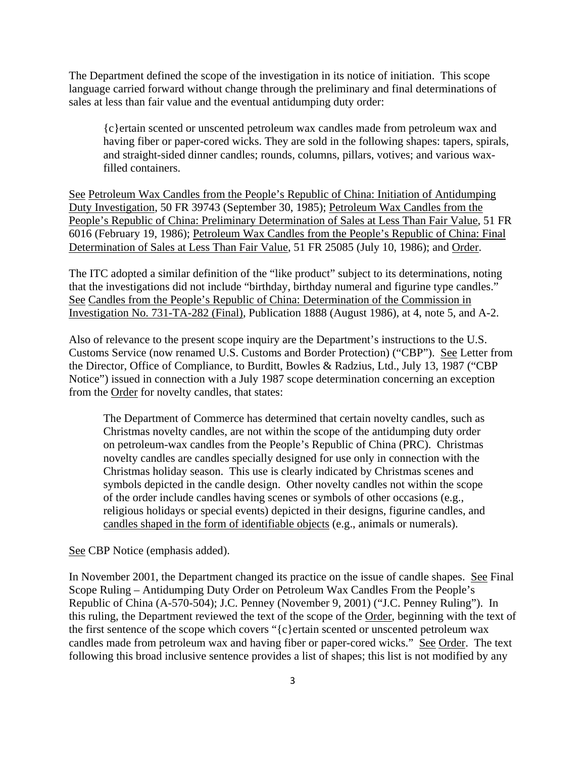The Department defined the scope of the investigation in its notice of initiation. This scope language carried forward without change through the preliminary and final determinations of sales at less than fair value and the eventual antidumping duty order:

> {c}ertain scented or unscented petroleum wax candles made from petroleum wax and having fiber or paper-cored wicks. They are sold in the following shapes: tapers, spirals, and straight-sided dinner candles; rounds, columns, pillars, votives; and various wax-filled containers.

See Petroleum Wax Candles from the People's Republic of China: Initiation of Antidumping Duty Investigation, 50 FR 39743 (September 30, 1985); Petroleum Wax Candles from the People's Republic of China: Preliminary Determination of Sales at Less Than Fair Value, 51 FR 6016 (February 19, 1986); Petroleum Wax Candles from the People's Republic of China: Final Determination of Sales at Less Than Fair Value, 51 FR 25085 (July 10, 1986); and Order.

The ITC adopted a similar definition of the "like product" subject to its determinations, noting that the investigations did not include "birthday, birthday numeral and figurine type candles." See Candles from the People's Republic of China: Determination of the Commission in Investigation No. 731-TA-282 (Final), Publication 1888 (August 1986), at 4, note 5, and A-2.

Also of relevance to the present scope inquiry are the Department's instructions to the U.S. Customs Service (now renamed U.S. Customs and Border Protection) ("CBP"). See Letter from the Director, Office of Compliance, to Burditt, Bowles & Radzius, Ltd., July 13, 1987 ("CBP Notice") issued in connection with a July 1987 scope determination concerning an exception from the Order for novelty candles, that states:

> The Department of Commerce has determined that certain novelty candles, such as Christmas novelty candles, are not within the scope of the antidumping duty order on petroleum-wax candles from the People's Republic of China (PRC). Christmas novelty candles are candles specially designed for use only in connection with the Christmas holiday season. This use is clearly indicated by Christmas scenes and symbols depicted in the candle design. Other novelty candles not within the scope of the order include candles having scenes or symbols of other occasions (e.g., religious holidays or special events) depicted in their designs, figurine candles, and candles shaped in the form of identifiable objects (e.g., animals or numerals).

See CBP Notice (emphasis added).

In November 2001, the Department changed its practice on the issue of candle shapes. See Final Scope Ruling – Antidumping Duty Order on Petroleum Wax Candles From the People's Republic of China (A-570-504); J.C. Penney (November 9, 2001) ("J.C. Penney Ruling"). In this ruling, the Department reviewed the text of the scope of the Order, beginning with the text of the first sentence of the scope which covers "{c}ertain scented or unscented petroleum wax candles made from petroleum wax and having fiber or paper-cored wicks." See Order. The text following this broad inclusive sentence provides a list of shapes; this list is not modified by any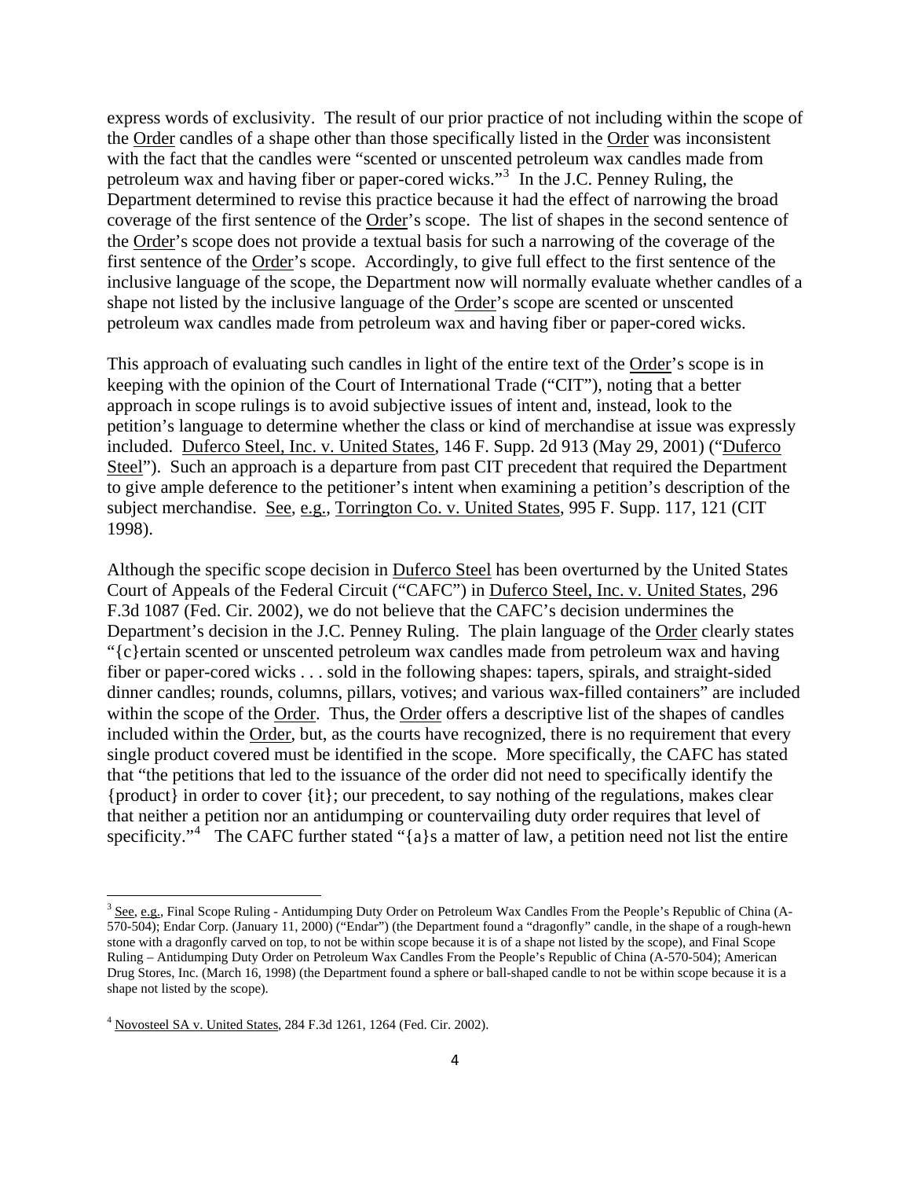express words of exclusivity. The result of our prior practice of not including within the scope of the Order candles of a shape other than those specifically listed in the Order was inconsistent with the fact that the candles were "scented or unscented petroleum wax candles made from petroleum wax and having fiber or paper-cored wicks."[3] In the J.C. Penney Ruling, the Department determined to revise this practice because it had the effect of narrowing the broad coverage of the first sentence of the Order's scope. The list of shapes in the second sentence of the Order's scope does not provide a textual basis for such a narrowing of the coverage of the first sentence of the Order's scope. Accordingly, to give full effect to the first sentence of the inclusive language of the scope, the Department now will normally evaluate whether candles of a shape not listed by the inclusive language of the Order's scope are scented or unscented petroleum wax candles made from petroleum wax and having fiber or paper-cored wicks.

This approach of evaluating such candles in light of the entire text of the Order's scope is in keeping with the opinion of the Court of International Trade ("CIT"), noting that a better approach in scope rulings is to avoid subjective issues of intent and, instead, look to the petition's language to determine whether the class or kind of merchandise at issue was expressly included. Duferco Steel, Inc. v. United States, 146 F. Supp. 2d 913 (May 29, 2001) ("Duferco Steel"). Such an approach is a departure from past CIT precedent that required the Department to give ample deference to the petitioner's intent when examining a petition's description of the subject merchandise. See, e.g., Torrington Co. v. United States, 995 F. Supp. 117, 121 (CIT 1998).

Although the specific scope decision in Duferco Steel has been overturned by the United States Court of Appeals of the Federal Circuit ("CAFC") in Duferco Steel, Inc. v. United States, 296 F.3d 1087 (Fed. Cir. 2002), we do not believe that the CAFC's decision undermines the Department's decision in the J.C. Penney Ruling. The plain language of the Order clearly states "{c}ertain scented or unscented petroleum wax candles made from petroleum wax and having fiber or paper-cored wicks . . . sold in the following shapes: tapers, spirals, and straight-sided dinner candles; rounds, columns, pillars, votives; and various wax-filled containers" are included within the scope of the Order. Thus, the Order offers a descriptive list of the shapes of candles included within the Order, but, as the courts have recognized, there is no requirement that every single product covered must be identified in the scope. More specifically, the CAFC has stated that "the petitions that led to the issuance of the order did not need to specifically identify the {product} in order to cover {it}; our precedent, to say nothing of the regulations, makes clear that neither a petition nor an antidumping or countervailing duty order requires that level of specificity."[4] The CAFC further stated "{a}s a matter of law, a petition need not list the entire

---

[3] See, e.g., Final Scope Ruling - Antidumping Duty Order on Petroleum Wax Candles From the People's Republic of China (A-570-504); Endar Corp. (January 11, 2000) ("Endar") (the Department found a "dragonfly" candle, in the shape of a rough-hewn stone with a dragonfly carved on top, to not be within scope because it is of a shape not listed by the scope), and Final Scope Ruling – Antidumping Duty Order on Petroleum Wax Candles From the People's Republic of China (A-570-504); American Drug Stores, Inc. (March 16, 1998) (the Department found a sphere or ball-shaped candle to not be within scope because it is a shape not listed by the scope).

[4] Novosteel SA v. United States, 284 F.3d 1261, 1264 (Fed. Cir. 2002).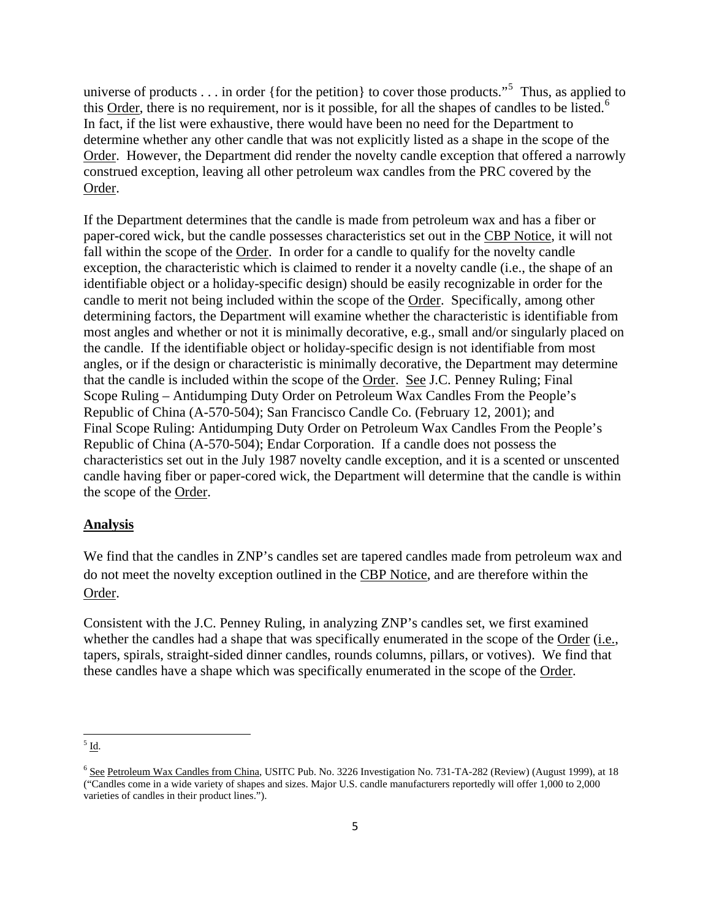universe of products . . . in order {for the petition} to cover those products."[5] Thus, as applied to this Order, there is no requirement, nor is it possible, for all the shapes of candles to be listed.[6] In fact, if the list were exhaustive, there would have been no need for the Department to determine whether any other candle that was not explicitly listed as a shape in the scope of the Order. However, the Department did render the novelty candle exception that offered a narrowly construed exception, leaving all other petroleum wax candles from the PRC covered by the Order.

If the Department determines that the candle is made from petroleum wax and has a fiber or paper-cored wick, but the candle possesses characteristics set out in the CBP Notice, it will not fall within the scope of the Order. In order for a candle to qualify for the novelty candle exception, the characteristic which is claimed to render it a novelty candle (i.e., the shape of an identifiable object or a holiday-specific design) should be easily recognizable in order for the candle to merit not being included within the scope of the Order. Specifically, among other determining factors, the Department will examine whether the characteristic is identifiable from most angles and whether or not it is minimally decorative, e.g., small and/or singularly placed on the candle. If the identifiable object or holiday-specific design is not identifiable from most angles, or if the design or characteristic is minimally decorative, the Department may determine that the candle is included within the scope of the Order. See J.C. Penney Ruling; Final Scope Ruling – Antidumping Duty Order on Petroleum Wax Candles From the People's Republic of China (A-570-504); San Francisco Candle Co. (February 12, 2001); and Final Scope Ruling: Antidumping Duty Order on Petroleum Wax Candles From the People's Republic of China (A-570-504); Endar Corporation. If a candle does not possess the characteristics set out in the July 1987 novelty candle exception, and it is a scented or unscented candle having fiber or paper-cored wick, the Department will determine that the candle is within the scope of the Order.

## Analysis

We find that the candles in ZNP's candles set are tapered candles made from petroleum wax and do not meet the novelty exception outlined in the CBP Notice, and are therefore within the Order.

Consistent with the J.C. Penney Ruling, in analyzing ZNP's candles set, we first examined whether the candles had a shape that was specifically enumerated in the scope of the Order (i.e., tapers, spirals, straight-sided dinner candles, rounds columns, pillars, or votives). We find that these candles have a shape which was specifically enumerated in the scope of the Order.

---

[5] Id.

[6] See Petroleum Wax Candles from China, USITC Pub. No. 3226 Investigation No. 731-TA-282 (Review) (August 1999), at 18 ("Candles come in a wide variety of shapes and sizes. Major U.S. candle manufacturers reportedly will offer 1,000 to 2,000 varieties of candles in their product lines.").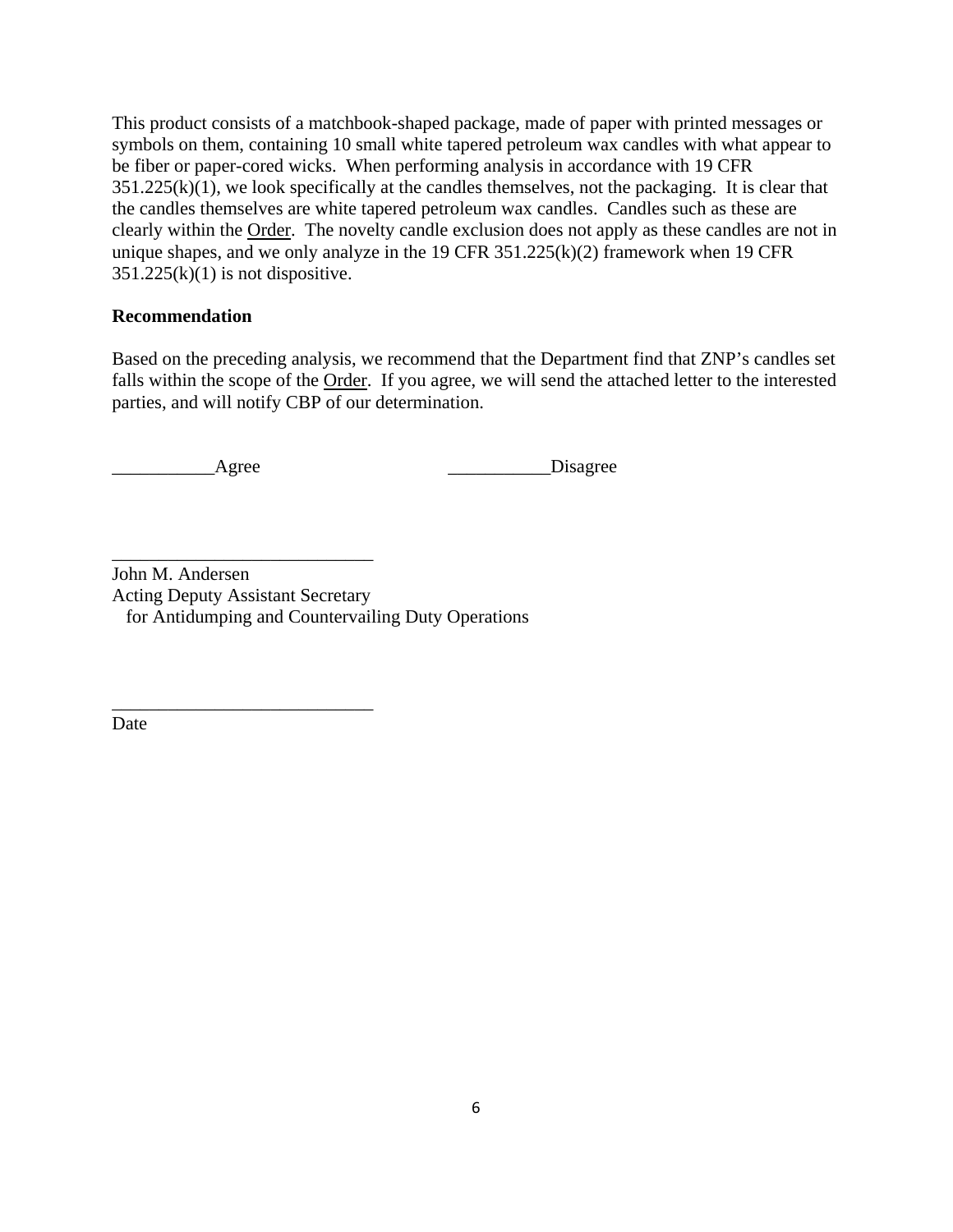This product consists of a matchbook-shaped package, made of paper with printed messages or symbols on them, containing 10 small white tapered petroleum wax candles with what appear to be fiber or paper-cored wicks. When performing analysis in accordance with 19 CFR 351.225(k)(1), we look specifically at the candles themselves, not the packaging. It is clear that the candles themselves are white tapered petroleum wax candles. Candles such as these are clearly within the Order. The novelty candle exclusion does not apply as these candles are not in unique shapes, and we only analyze in the 19 CFR 351.225(k)(2) framework when 19 CFR 351.225(k)(1) is not dispositive.

**Recommendation**

Based on the preceding analysis, we recommend that the Department find that ZNP's candles set falls within the scope of the Order. If you agree, we will send the attached letter to the interested parties, and will notify CBP of our determination.

___________Agree ___________Disagree

____________________________

John M. Andersen
Acting Deputy Assistant Secretary
for Antidumping and Countervailing Duty Operations

____________________________

Date